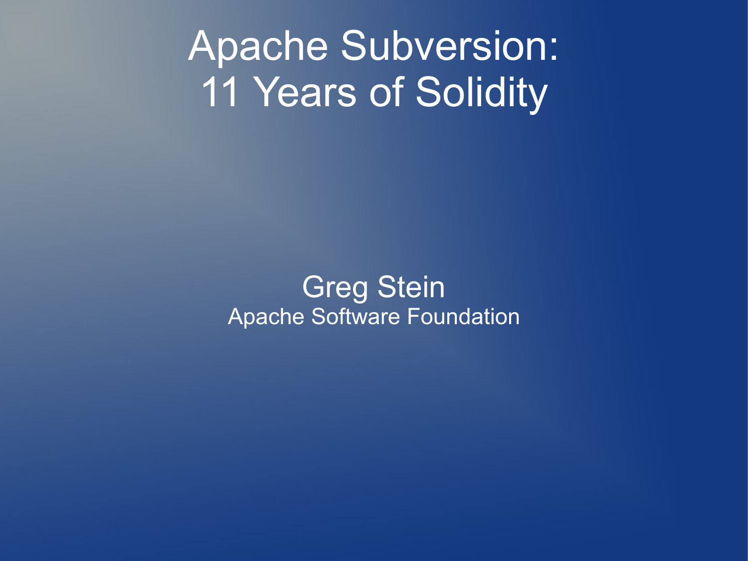# Apache Subversion: 11 Years of Solidity

Greg Stein

Apache Software Foundation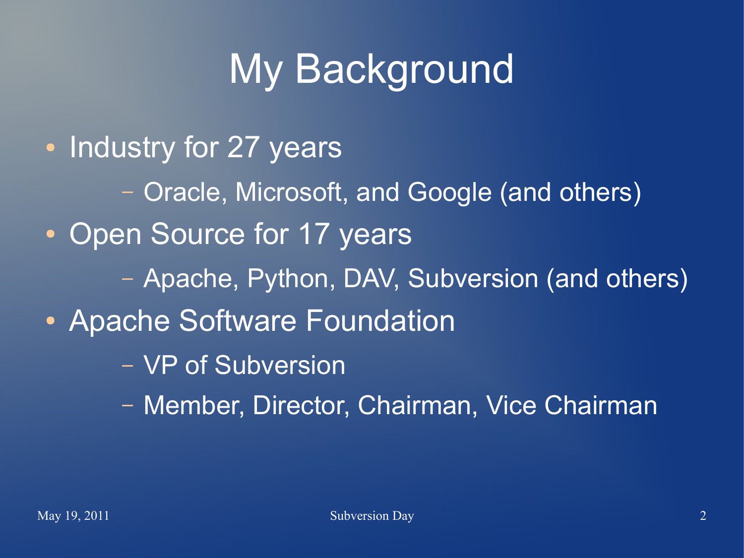# My Background

- Industry for 27 years
  - Oracle, Microsoft, and Google (and others)
- Open Source for 17 years
  - Apache, Python, DAV, Subversion (and others)
- Apache Software Foundation
  - VP of Subversion
  - Member, Director, Chairman, Vice Chairman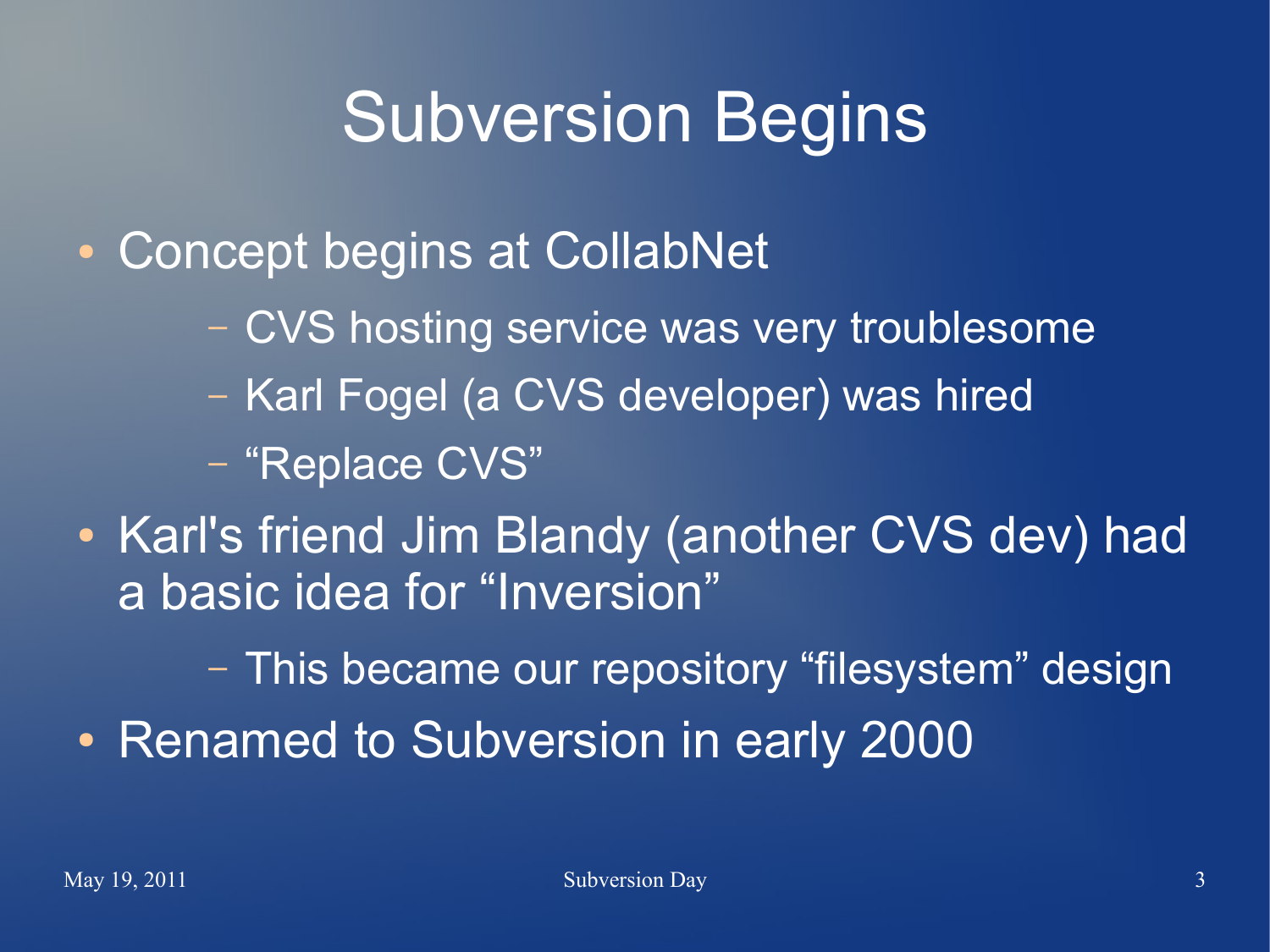# Subversion Begins

- Concept begins at CollabNet
  - CVS hosting service was very troublesome
  - Karl Fogel (a CVS developer) was hired
  - “Replace CVS”
- Karl's friend Jim Blandy (another CVS dev) had a basic idea for “Inversion”
  - This became our repository “filesystem” design
- Renamed to Subversion in early 2000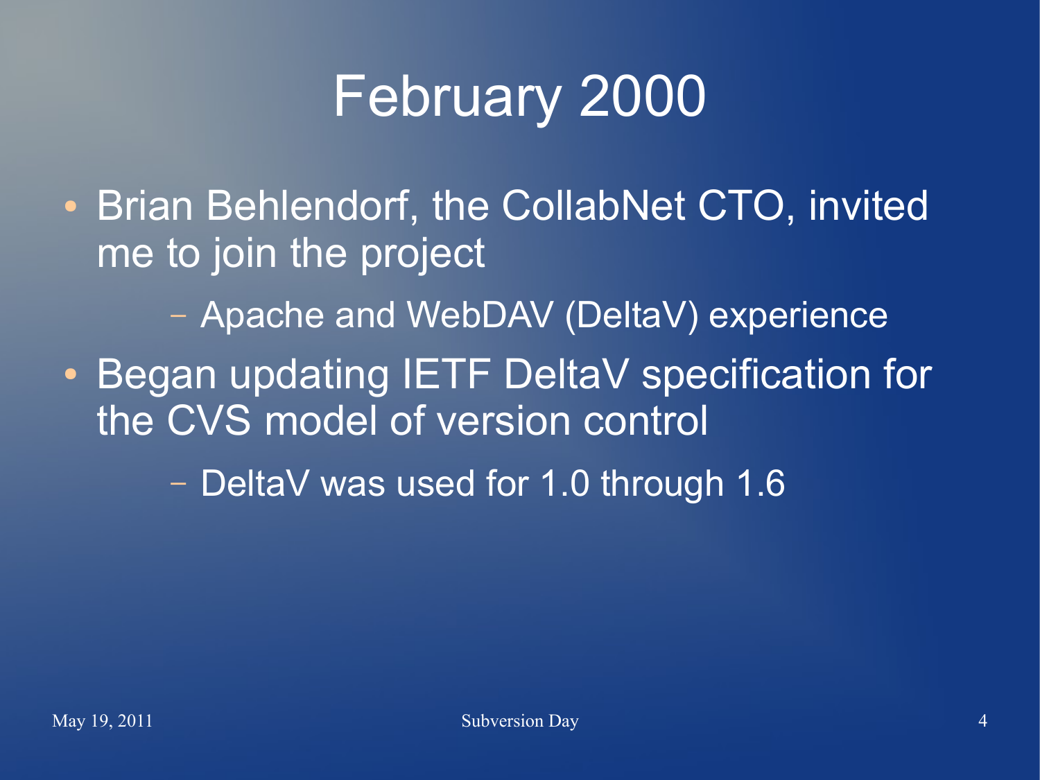# February 2000

- Brian Behlendorf, the CollabNet CTO, invited me to join the project
  - Apache and WebDAV (DeltaV) experience
- Began updating IETF DeltaV specification for the CVS model of version control
  - DeltaV was used for 1.0 through 1.6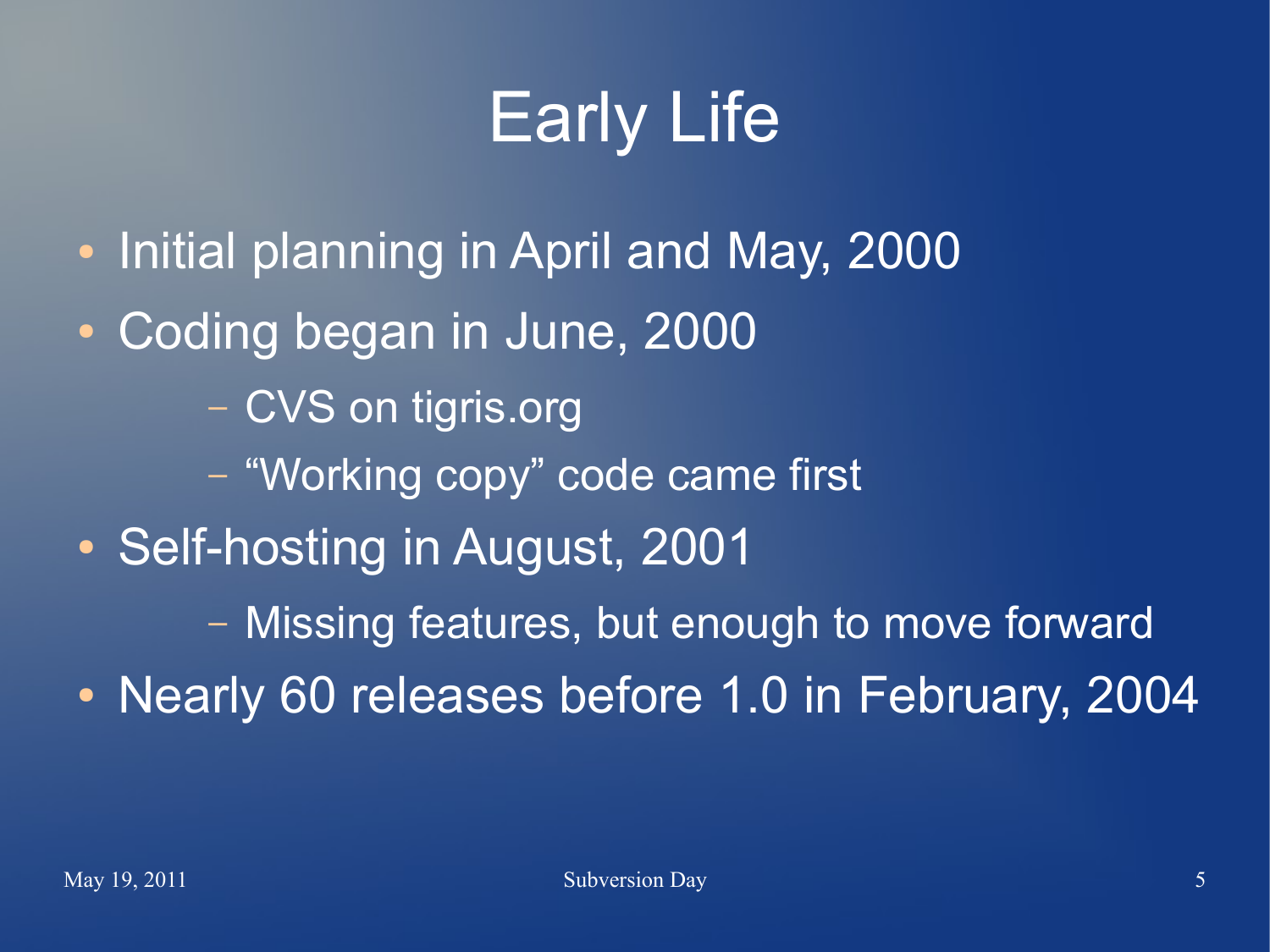# Early Life

- Initial planning in April and May, 2000
- Coding began in June, 2000
  - CVS on tigris.org
  - “Working copy” code came first
- Self-hosting in August, 2001
  - Missing features, but enough to move forward
- Nearly 60 releases before 1.0 in February, 2004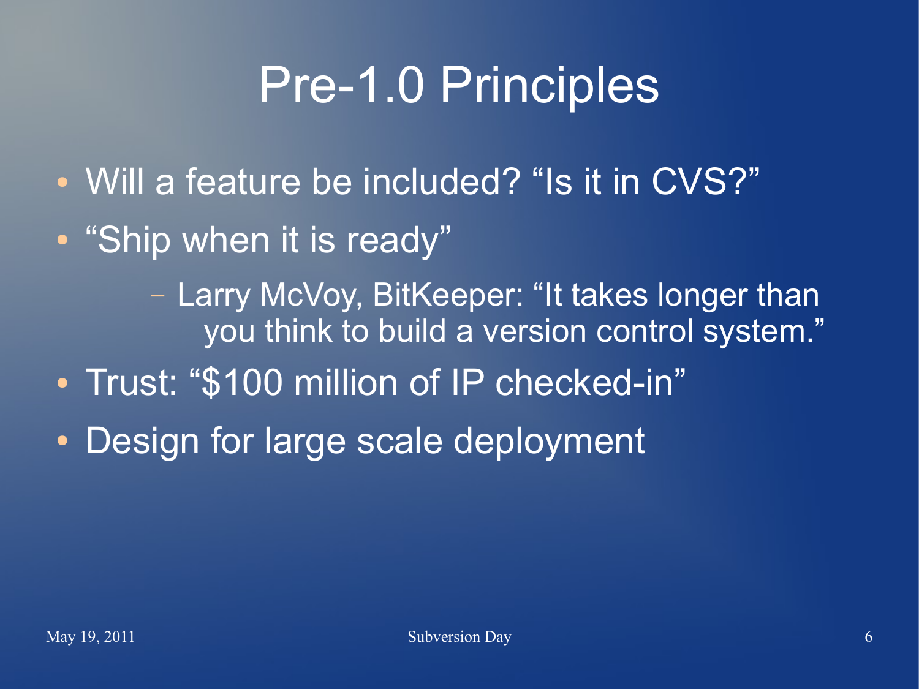# Pre-1.0 Principles

- Will a feature be included? “Is it in CVS?”
- “Ship when it is ready”
  - Larry McVoy, BitKeeper: “It takes longer than you think to build a version control system.”
- Trust: “$100 million of IP checked-in”
- Design for large scale deployment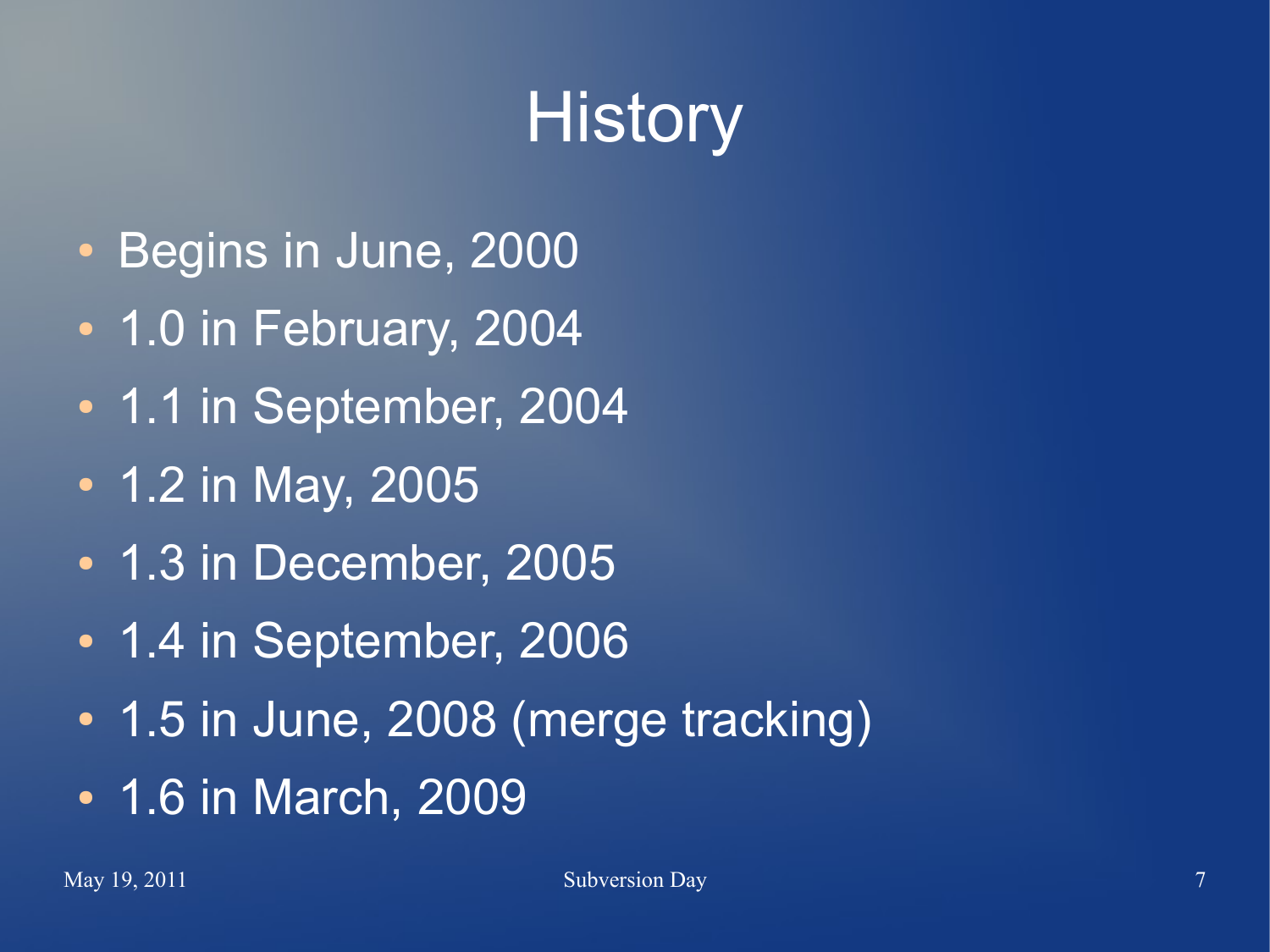# History

- Begins in June, 2000
- 1.0 in February, 2004
- 1.1 in September, 2004
- 1.2 in May, 2005
- 1.3 in December, 2005
- 1.4 in September, 2006
- 1.5 in June, 2008 (merge tracking)
- 1.6 in March, 2009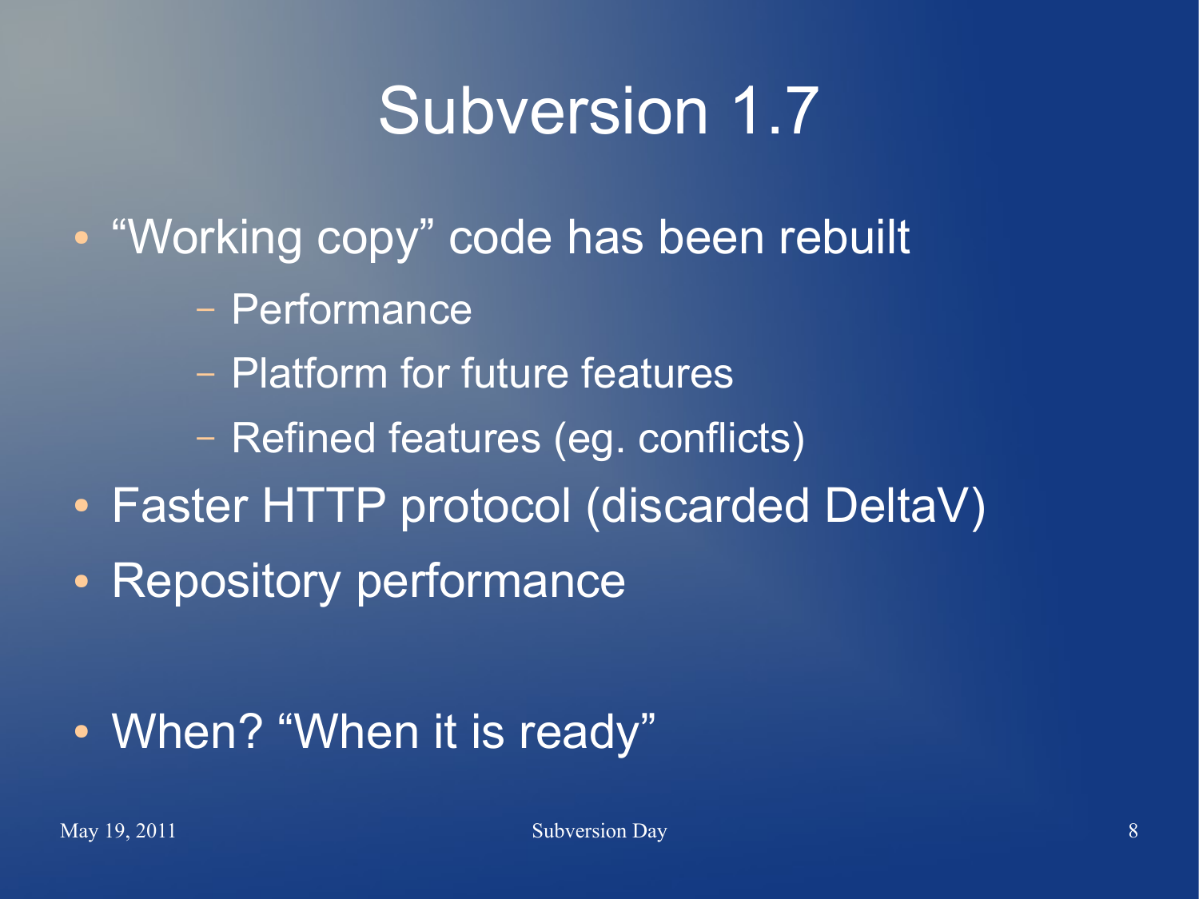# Subversion 1.7

- "Working copy" code has been rebuilt
  - Performance
  - Platform for future features
  - Refined features (eg. conflicts)
- Faster HTTP protocol (discarded DeltaV)
- Repository performance

- When? "When it is ready"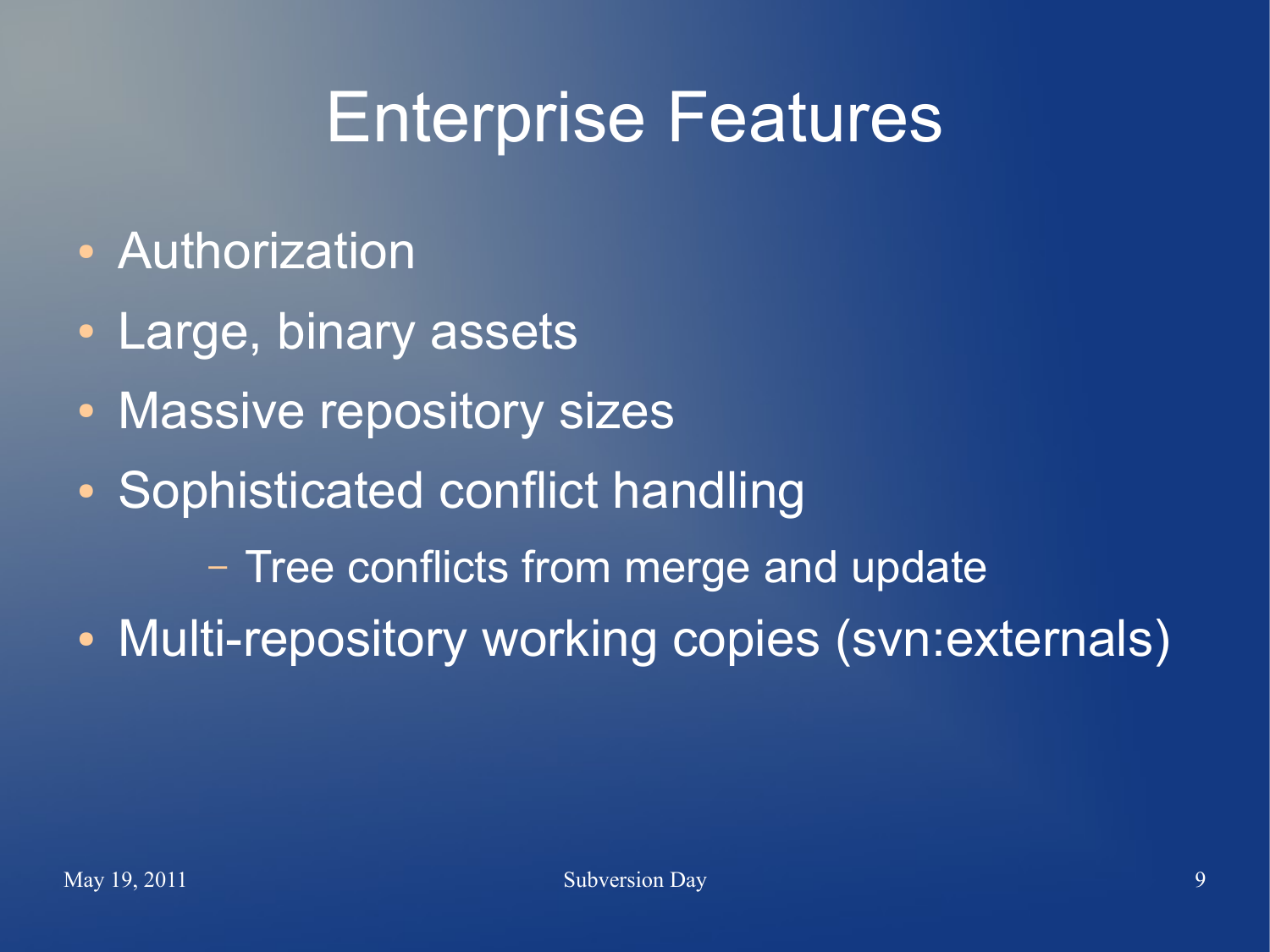# Enterprise Features

- Authorization
- Large, binary assets
- Massive repository sizes
- Sophisticated conflict handling
  - Tree conflicts from merge and update
- Multi-repository working copies (svn:externals)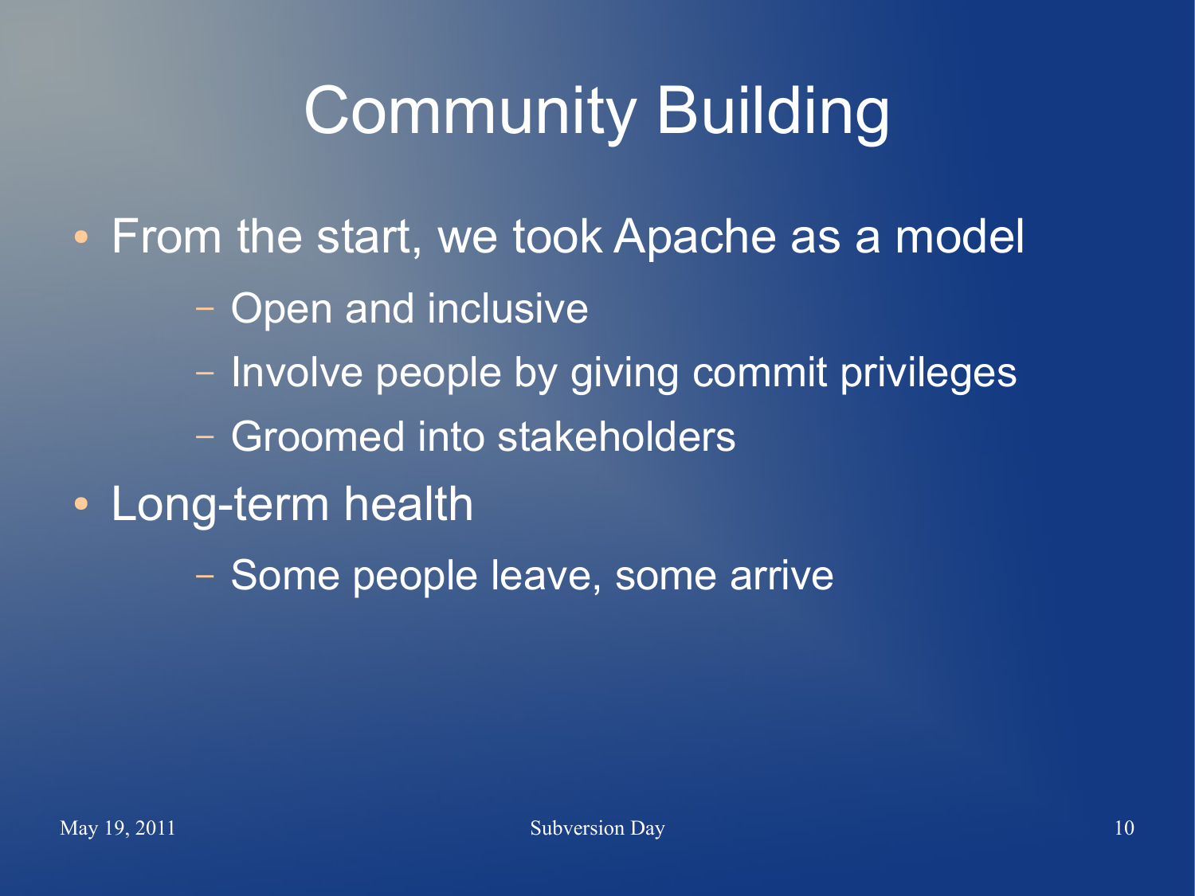# Community Building

- From the start, we took Apache as a model
  - Open and inclusive
  - Involve people by giving commit privileges
  - Groomed into stakeholders
- Long-term health
  - Some people leave, some arrive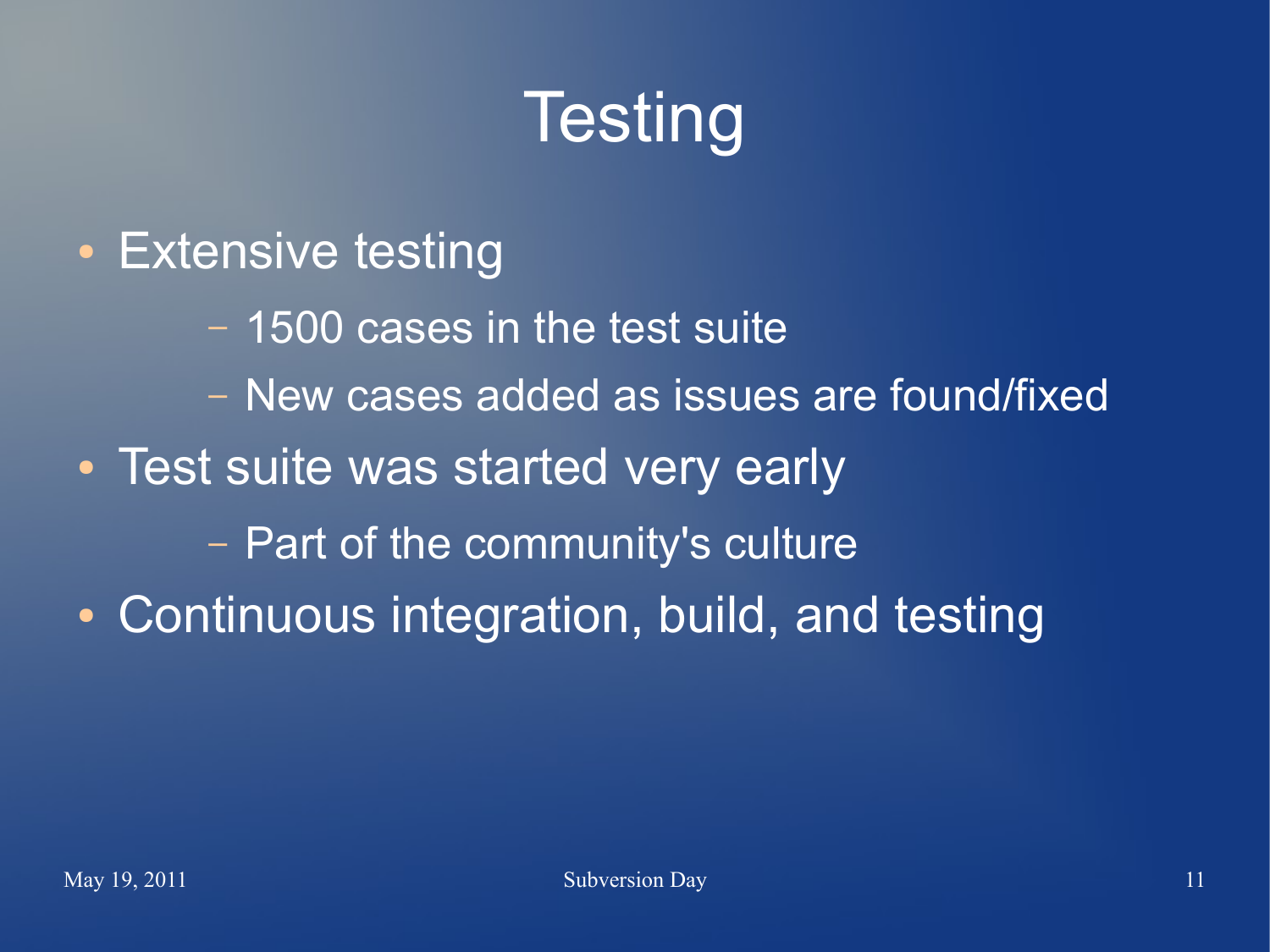# Testing

- Extensive testing
  - 1500 cases in the test suite
  - New cases added as issues are found/fixed
- Test suite was started very early
  - Part of the community's culture
- Continuous integration, build, and testing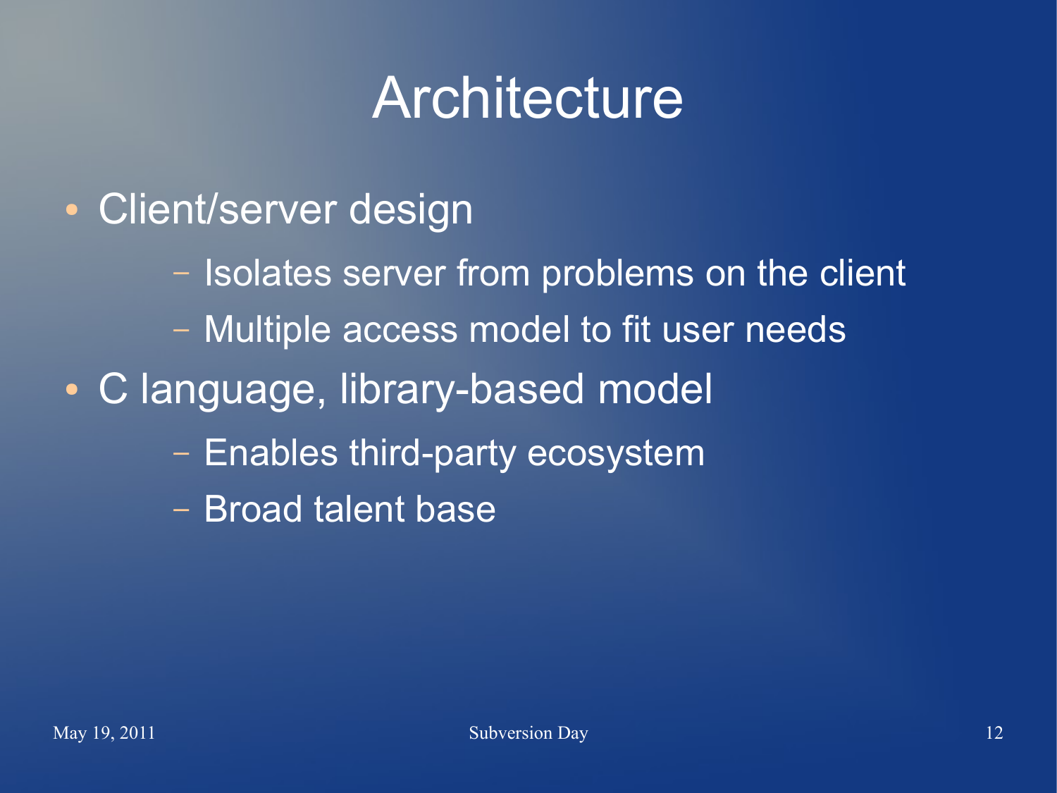# Architecture

- Client/server design
  - Isolates server from problems on the client
  - Multiple access model to fit user needs
- C language, library-based model
  - Enables third-party ecosystem
  - Broad talent base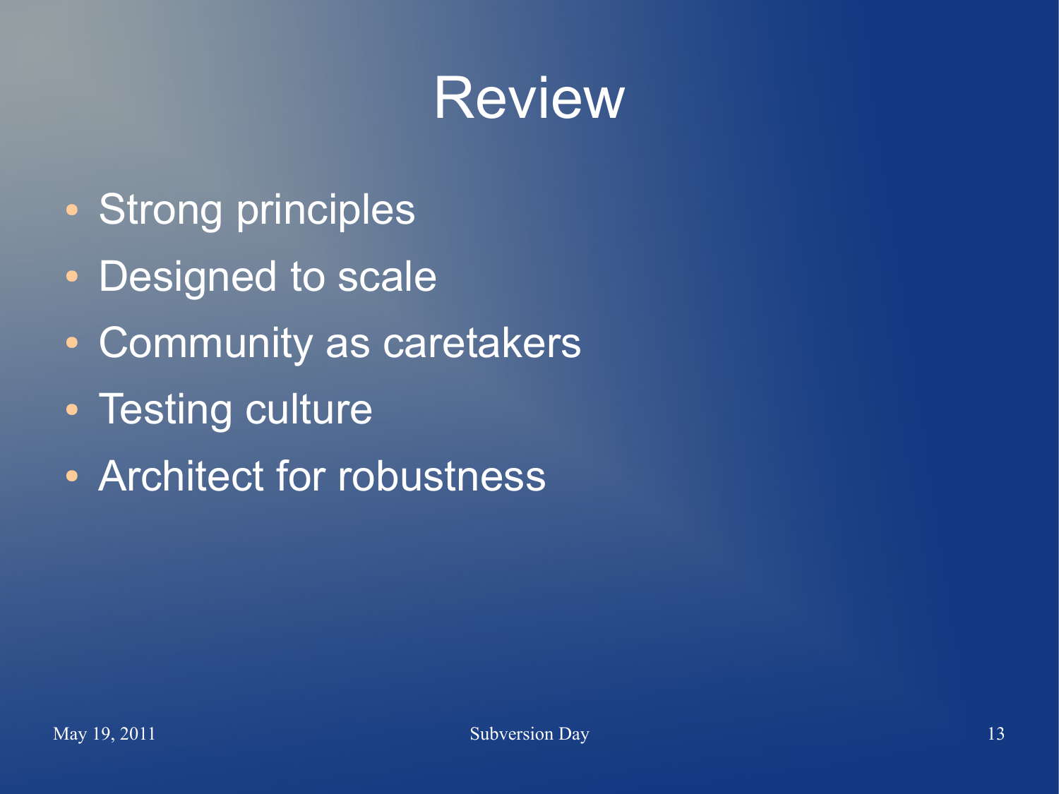# Review

- Strong principles
- Designed to scale
- Community as caretakers
- Testing culture
- Architect for robustness